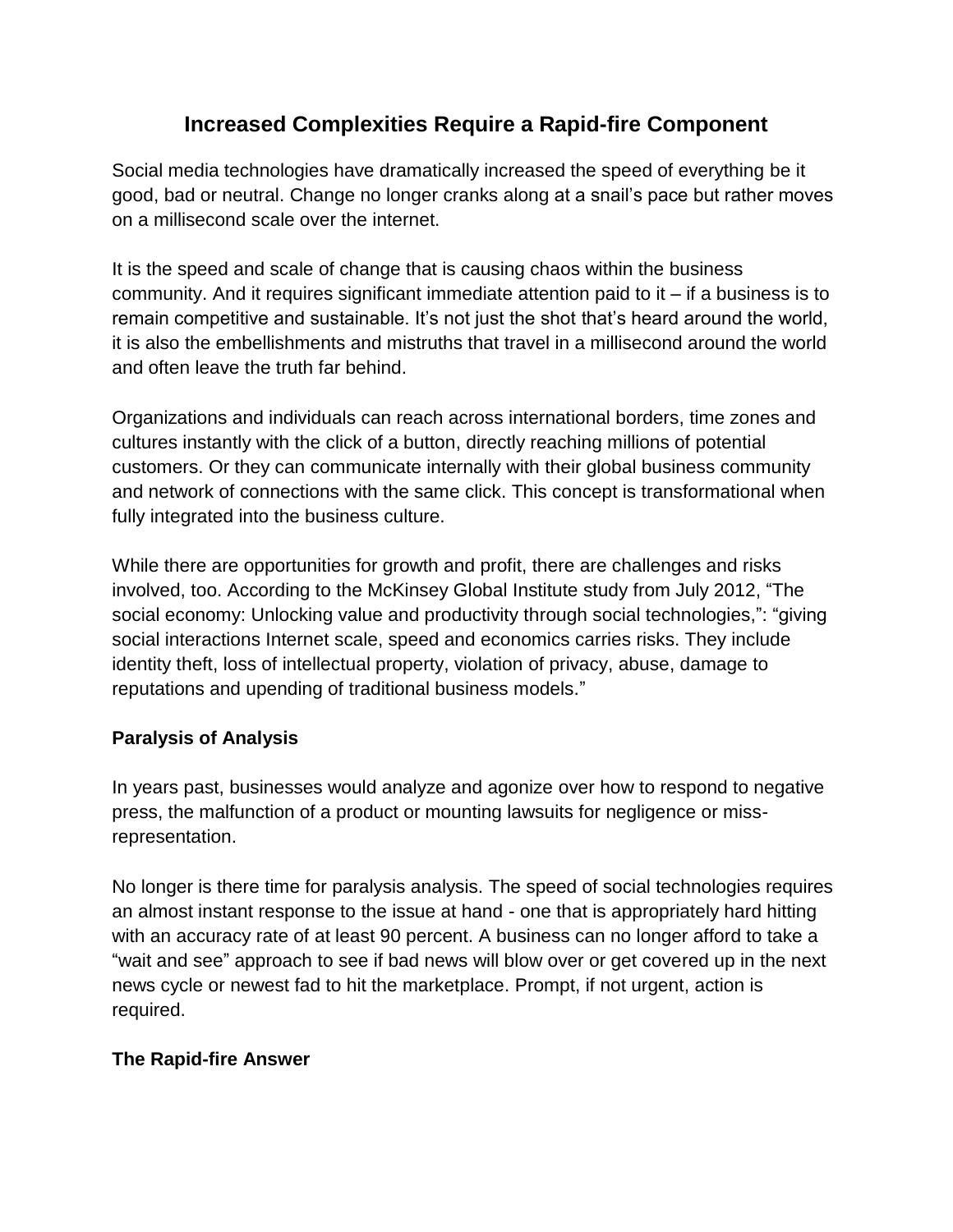# Increased Complexities Require a Rapid-fire Component

Social media technologies have dramatically increased the speed of everything be it good, bad or neutral. Change no longer cranks along at a snail's pace but rather moves on a millisecond scale over the internet.

It is the speed and scale of change that is causing chaos within the business community. And it requires significant immediate attention paid to it – if a business is to remain competitive and sustainable. It's not just the shot that's heard around the world, it is also the embellishments and mistruths that travel in a millisecond around the world and often leave the truth far behind.

Organizations and individuals can reach across international borders, time zones and cultures instantly with the click of a button, directly reaching millions of potential customers. Or they can communicate internally with their global business community and network of connections with the same click. This concept is transformational when fully integrated into the business culture.

While there are opportunities for growth and profit, there are challenges and risks involved, too. According to the McKinsey Global Institute study from July 2012, "The social economy: Unlocking value and productivity through social technologies,": "giving social interactions Internet scale, speed and economics carries risks. They include identity theft, loss of intellectual property, violation of privacy, abuse, damage to reputations and upending of traditional business models."

**Paralysis of Analysis**

In years past, businesses would analyze and agonize over how to respond to negative press, the malfunction of a product or mounting lawsuits for negligence or miss-representation.

No longer is there time for paralysis analysis. The speed of social technologies requires an almost instant response to the issue at hand - one that is appropriately hard hitting with an accuracy rate of at least 90 percent. A business can no longer afford to take a "wait and see" approach to see if bad news will blow over or get covered up in the next news cycle or newest fad to hit the marketplace. Prompt, if not urgent, action is required.

**The Rapid-fire Answer**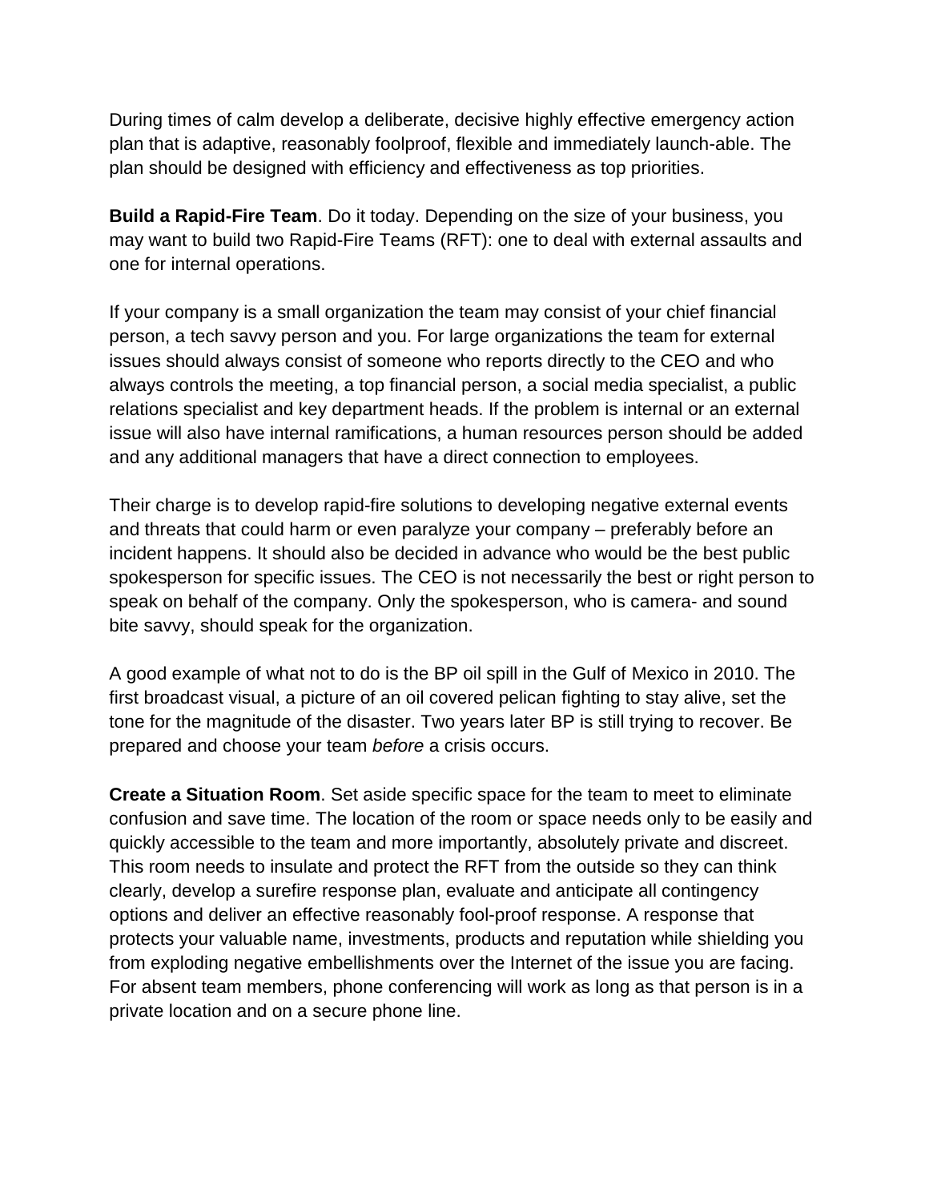During times of calm develop a deliberate, decisive highly effective emergency action plan that is adaptive, reasonably foolproof, flexible and immediately launch-able. The plan should be designed with efficiency and effectiveness as top priorities.

**Build a Rapid-Fire Team**. Do it today. Depending on the size of your business, you may want to build two Rapid-Fire Teams (RFT): one to deal with external assaults and one for internal operations.

If your company is a small organization the team may consist of your chief financial person, a tech savvy person and you. For large organizations the team for external issues should always consist of someone who reports directly to the CEO and who always controls the meeting, a top financial person, a social media specialist, a public relations specialist and key department heads. If the problem is internal or an external issue will also have internal ramifications, a human resources person should be added and any additional managers that have a direct connection to employees.

Their charge is to develop rapid-fire solutions to developing negative external events and threats that could harm or even paralyze your company – preferably before an incident happens. It should also be decided in advance who would be the best public spokesperson for specific issues. The CEO is not necessarily the best or right person to speak on behalf of the company. Only the spokesperson, who is camera- and sound bite savvy, should speak for the organization.

A good example of what not to do is the BP oil spill in the Gulf of Mexico in 2010. The first broadcast visual, a picture of an oil covered pelican fighting to stay alive, set the tone for the magnitude of the disaster. Two years later BP is still trying to recover. Be prepared and choose your team *before* a crisis occurs.

**Create a Situation Room**. Set aside specific space for the team to meet to eliminate confusion and save time. The location of the room or space needs only to be easily and quickly accessible to the team and more importantly, absolutely private and discreet. This room needs to insulate and protect the RFT from the outside so they can think clearly, develop a surefire response plan, evaluate and anticipate all contingency options and deliver an effective reasonably fool-proof response. A response that protects your valuable name, investments, products and reputation while shielding you from exploding negative embellishments over the Internet of the issue you are facing. For absent team members, phone conferencing will work as long as that person is in a private location and on a secure phone line.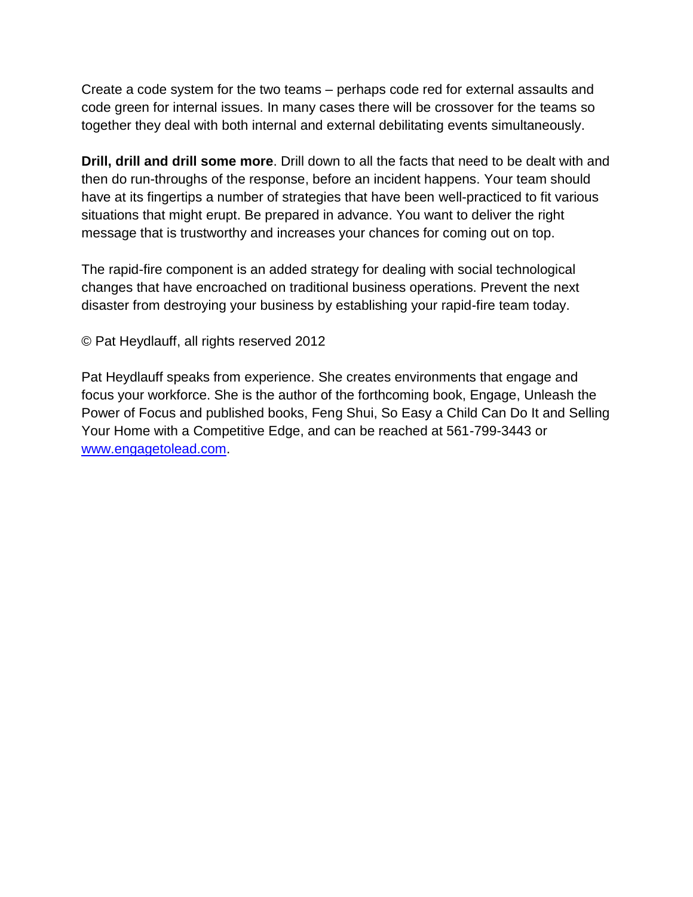Create a code system for the two teams – perhaps code red for external assaults and code green for internal issues. In many cases there will be crossover for the teams so together they deal with both internal and external debilitating events simultaneously.

**Drill, drill and drill some more**. Drill down to all the facts that need to be dealt with and then do run-throughs of the response, before an incident happens. Your team should have at its fingertips a number of strategies that have been well-practiced to fit various situations that might erupt. Be prepared in advance. You want to deliver the right message that is trustworthy and increases your chances for coming out on top.

The rapid-fire component is an added strategy for dealing with social technological changes that have encroached on traditional business operations. Prevent the next disaster from destroying your business by establishing your rapid-fire team today.

© Pat Heydlauff, all rights reserved 2012

Pat Heydlauff speaks from experience. She creates environments that engage and focus your workforce. She is the author of the forthcoming book, Engage, Unleash the Power of Focus and published books, Feng Shui, So Easy a Child Can Do It and Selling Your Home with a Competitive Edge, and can be reached at 561-799-3443 or [www.engagetolead.com](http://www.engagetolead.com).